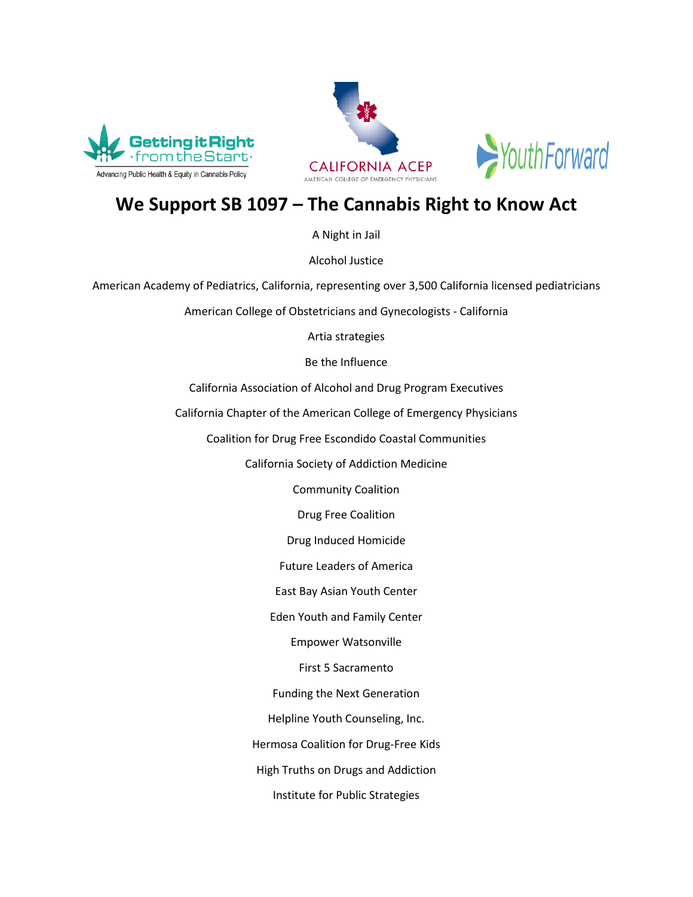# We Support SB 1097 – The Cannabis Right to Know Act

A Night in Jail

Alcohol Justice

American Academy of Pediatrics, California, representing over 3,500 California licensed pediatricians

American College of Obstetricians and Gynecologists - California

Artia strategies

Be the Influence

California Association of Alcohol and Drug Program Executives

California Chapter of the American College of Emergency Physicians

Coalition for Drug Free Escondido Coastal Communities

California Society of Addiction Medicine

Community Coalition

Drug Free Coalition

Drug Induced Homicide

Future Leaders of America

East Bay Asian Youth Center

Eden Youth and Family Center

Empower Watsonville

First 5 Sacramento

Funding the Next Generation

Helpline Youth Counseling, Inc.

Hermosa Coalition for Drug-Free Kids

High Truths on Drugs and Addiction

Institute for Public Strategies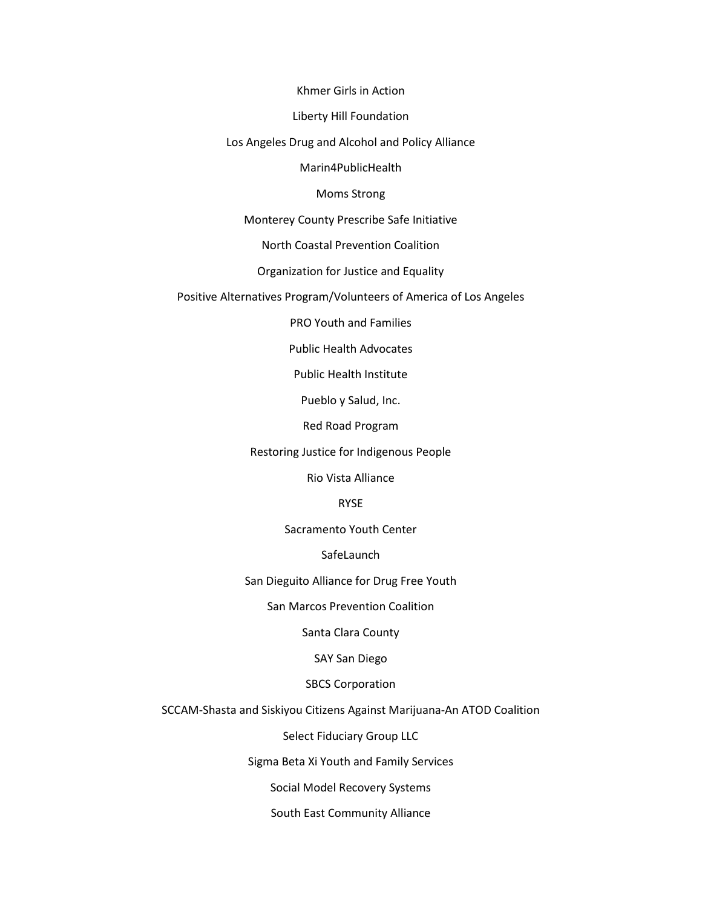Khmer Girls in Action

Liberty Hill Foundation

Los Angeles Drug and Alcohol and Policy Alliance

Marin4PublicHealth

Moms Strong

Monterey County Prescribe Safe Initiative

North Coastal Prevention Coalition

Organization for Justice and Equality

Positive Alternatives Program/Volunteers of America of Los Angeles

PRO Youth and Families

Public Health Advocates

Public Health Institute

Pueblo y Salud, Inc.

Red Road Program

Restoring Justice for Indigenous People

Rio Vista Alliance

RYSE

Sacramento Youth Center

SafeLaunch

San Dieguito Alliance for Drug Free Youth

San Marcos Prevention Coalition

Santa Clara County

SAY San Diego

SBCS Corporation

SCCAM-Shasta and Siskiyou Citizens Against Marijuana-An ATOD Coalition

Select Fiduciary Group LLC

Sigma Beta Xi Youth and Family Services

Social Model Recovery Systems

South East Community Alliance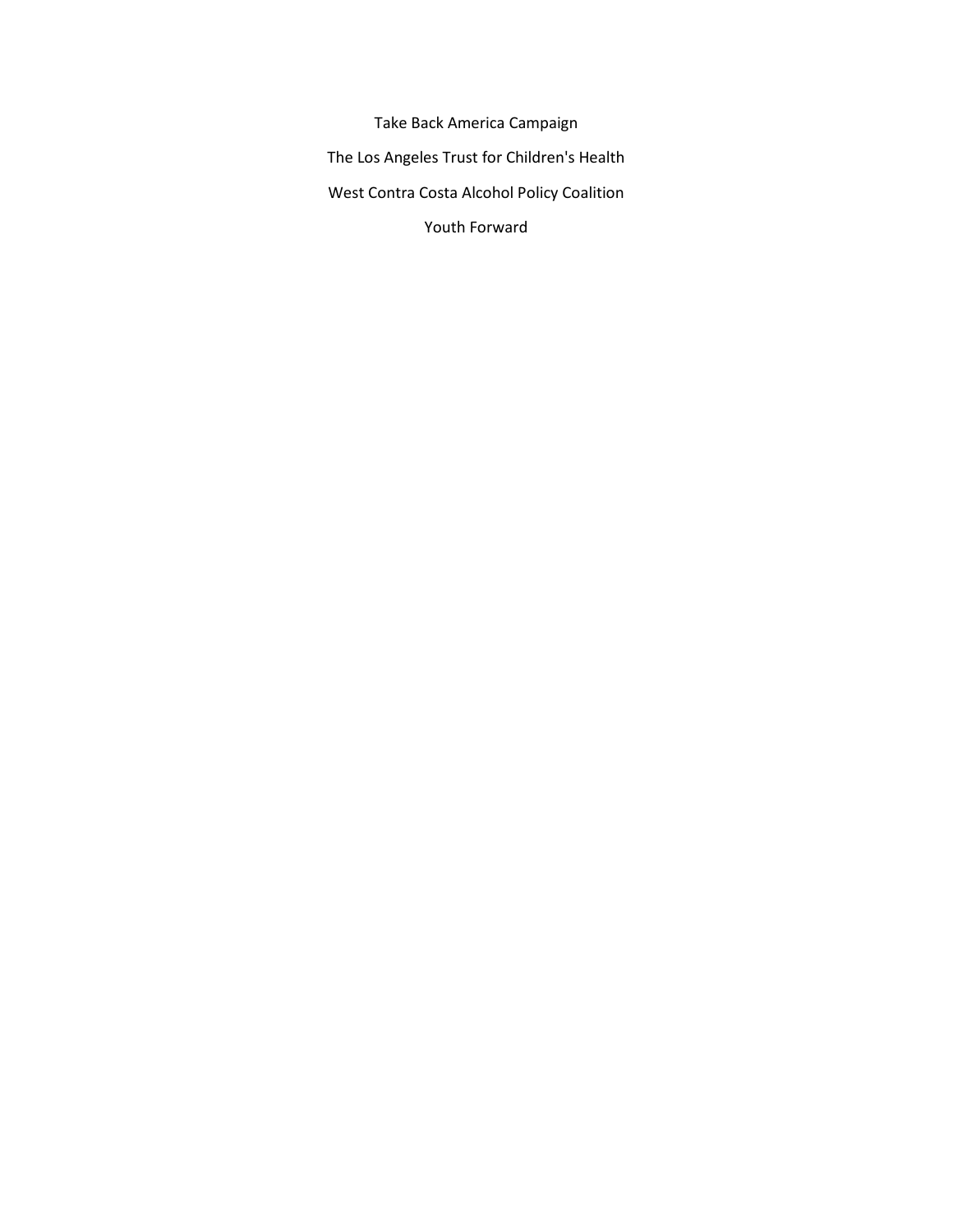Take Back America Campaign

The Los Angeles Trust for Children's Health

West Contra Costa Alcohol Policy Coalition

Youth Forward